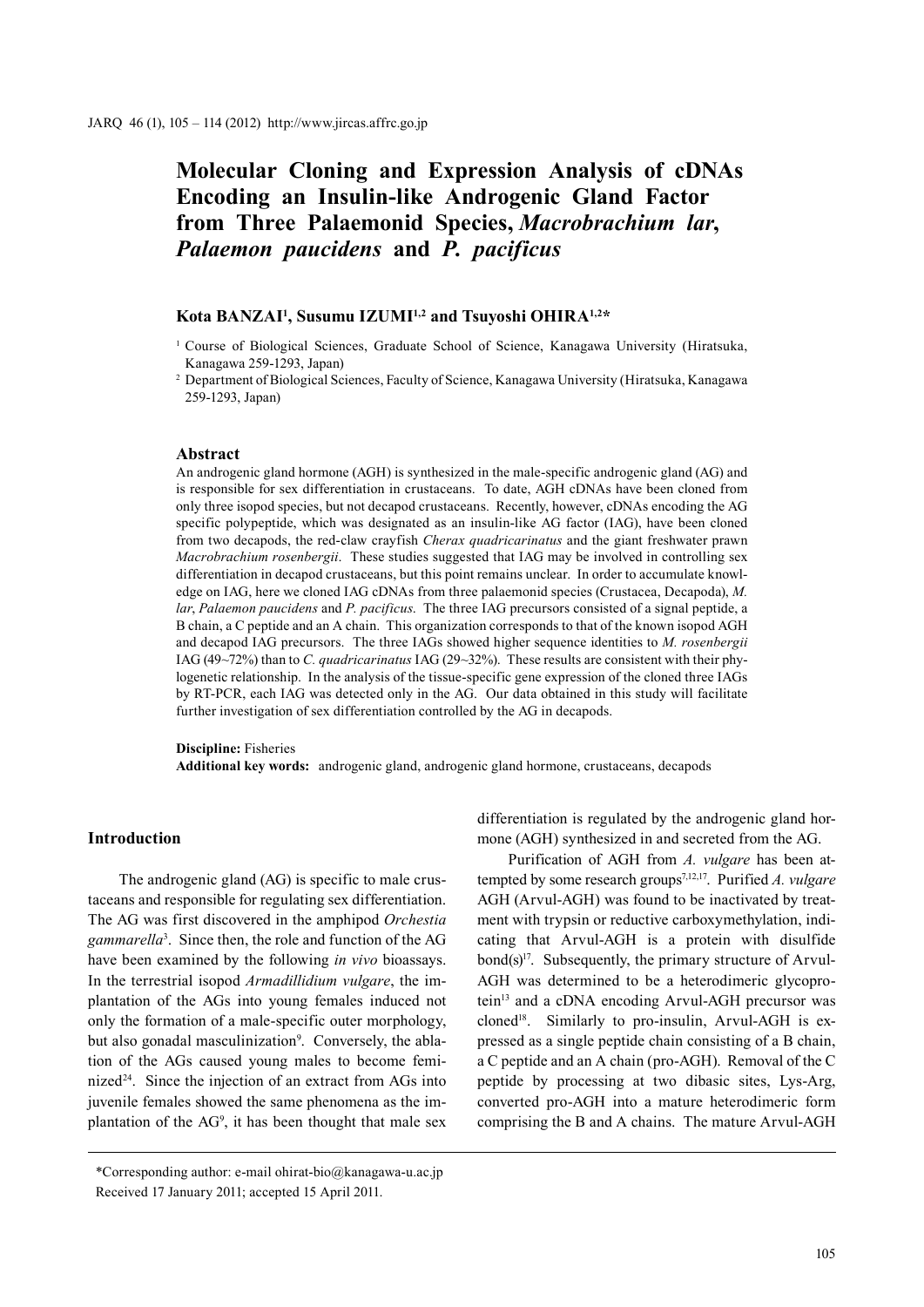# Molecular Cloning and Expression Analysis of cDNAs Encoding an Insulin-like Androgenic Gland Factor from Three Palaemonid Species, *Macrobrachium lar*, *Palaemon paucidens* and *P. pacificus*

**Kota BANZAI[1], Susumu IZUMI[1,2] and Tsuyoshi OHIRA[1,2]***

[1] Course of Biological Sciences, Graduate School of Science, Kanagawa University (Hiratsuka, Kanagawa 259-1293, Japan)

[2] Department of Biological Sciences, Faculty of Science, Kanagawa University (Hiratsuka, Kanagawa 259-1293, Japan)

### Abstract

An androgenic gland hormone (AGH) is synthesized in the male-specific androgenic gland (AG) and is responsible for sex differentiation in crustaceans. To date, AGH cDNAs have been cloned from only three isopod species, but not decapod crustaceans. Recently, however, cDNAs encoding the AG specific polypeptide, which was designated as an insulin-like AG factor (IAG), have been cloned from two decapods, the red-claw crayfish *Cherax quadricarinatus* and the giant freshwater prawn *Macrobrachium rosenbergii*. These studies suggested that IAG may be involved in controlling sex differentiation in decapod crustaceans, but this point remains unclear. In order to accumulate knowledge on IAG, here we cloned IAG cDNAs from three palaemonid species (Crustacea, Decapoda), *M. lar*, *Palaemon paucidens* and *P. pacificus*. The three IAG precursors consisted of a signal peptide, a B chain, a C peptide and an A chain. This organization corresponds to that of the known isopod AGH and decapod IAG precursors. The three IAGs showed higher sequence identities to *M. rosenbergii* IAG (49~72%) than to *C. quadricarinatus* IAG (29~32%). These results are consistent with their phylogenetic relationship. In the analysis of the tissue-specific gene expression of the cloned three IAGs by RT-PCR, each IAG was detected only in the AG. Our data obtained in this study will facilitate further investigation of sex differentiation controlled by the AG in decapods.

**Discipline:** Fisheries

**Additional key words:** androgenic gland, androgenic gland hormone, crustaceans, decapods

## Introduction

The androgenic gland (AG) is specific to male crustaceans and responsible for regulating sex differentiation. The AG was first discovered in the amphipod *Orchestia gammarella*[3]. Since then, the role and function of the AG have been examined by the following *in vivo* bioassays. In the terrestrial isopod *Armadillidium vulgare*, the implantation of the AGs into young females induced not only the formation of a male-specific outer morphology, but also gonadal masculinization[9]. Conversely, the ablation of the AGs caused young males to become feminized[24]. Since the injection of an extract from AGs into juvenile females showed the same phenomena as the implantation of the AG[9], it has been thought that male sex differentiation is regulated by the androgenic gland hormone (AGH) synthesized in and secreted from the AG.

Purification of AGH from *A. vulgare* has been attempted by some research groups[7,12,17]. Purified *A. vulgare* AGH (Arvul-AGH) was found to be inactivated by treatment with trypsin or reductive carboxymethylation, indicating that Arvul-AGH is a protein with disulfide bond(s)[17]. Subsequently, the primary structure of Arvul-AGH was determined to be a heterodimeric glycoprotein[13] and a cDNA encoding Arvul-AGH precursor was cloned[18]. Similarly to pro-insulin, Arvul-AGH is expressed as a single peptide chain consisting of a B chain, a C peptide and an A chain (pro-AGH). Removal of the C peptide by processing at two dibasic sites, Lys-Arg, converted pro-AGH into a mature heterodimeric form comprising the B and A chains. The mature Arvul-AGH

*Corresponding author: e-mail ohirat-bio@kanagawa-u.ac.jp

Received 17 January 2011; accepted 15 April 2011.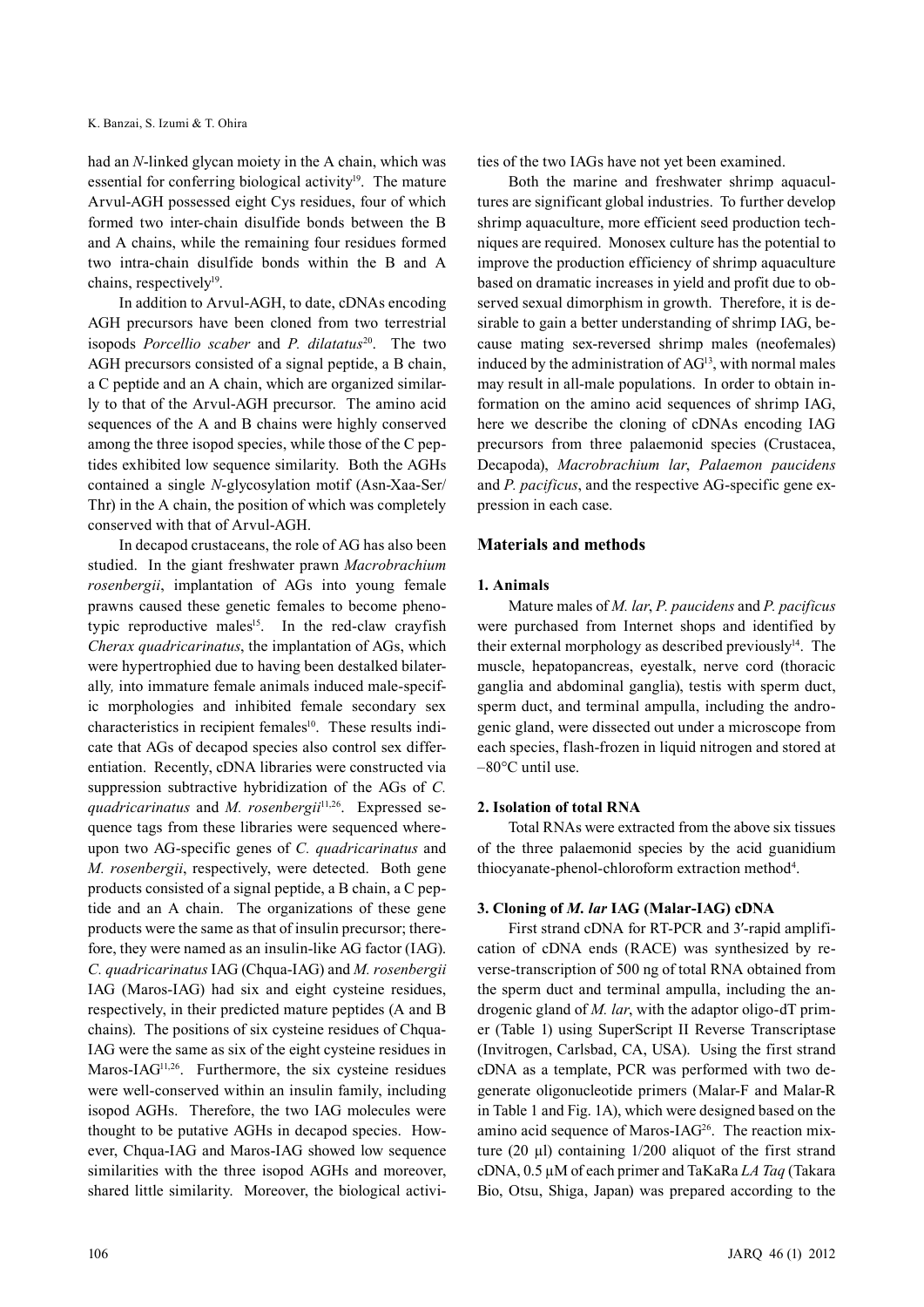had an *N*-linked glycan moiety in the A chain, which was essential for conferring biological activity[19]. The mature Arvul-AGH possessed eight Cys residues, four of which formed two inter-chain disulfide bonds between the B and A chains, while the remaining four residues formed two intra-chain disulfide bonds within the B and A chains, respectively[19].

In addition to Arvul-AGH, to date, cDNAs encoding AGH precursors have been cloned from two terrestrial isopods *Porcellio scaber* and *P. dilatatus*[20]. The two AGH precursors consisted of a signal peptide, a B chain, a C peptide and an A chain, which are organized similarly to that of the Arvul-AGH precursor. The amino acid sequences of the A and B chains were highly conserved among the three isopod species, while those of the C peptides exhibited low sequence similarity. Both the AGHs contained a single *N*-glycosylation motif (Asn-Xaa-Ser/Thr) in the A chain, the position of which was completely conserved with that of Arvul-AGH.

In decapod crustaceans, the role of AG has also been studied. In the giant freshwater prawn *Macrobrachium rosenbergii*, implantation of AGs into young female prawns caused these genetic females to become phenotypic reproductive males[15]. In the red-claw crayfish *Cherax quadricarinatus*, the implantation of AGs, which were hypertrophied due to having been destalked bilaterally*,* into immature female animals induced male-specific morphologies and inhibited female secondary sex characteristics in recipient females[10]. These results indicate that AGs of decapod species also control sex differentiation. Recently, cDNA libraries were constructed via suppression subtractive hybridization of the AGs of *C. quadricarinatus* and *M. rosenbergii*[11,26]. Expressed sequence tags from these libraries were sequenced whereupon two AG-specific genes of *C. quadricarinatus* and *M. rosenbergii*, respectively, were detected. Both gene products consisted of a signal peptide, a B chain, a C peptide and an A chain. The organizations of these gene products were the same as that of insulin precursor; therefore, they were named as an insulin-like AG factor (IAG). *C. quadricarinatus* IAG (Chqua-IAG) and *M. rosenbergii* IAG (Maros-IAG) had six and eight cysteine residues, respectively, in their predicted mature peptides (A and B chains). The positions of six cysteine residues of Chqua-IAG were the same as six of the eight cysteine residues in Maros-IAG[11,26]. Furthermore, the six cysteine residues were well-conserved within an insulin family, including isopod AGHs. Therefore, the two IAG molecules were thought to be putative AGHs in decapod species. However, Chqua-IAG and Maros-IAG showed low sequence similarities with the three isopod AGHs and moreover, shared little similarity. Moreover, the biological activities of the two IAGs have not yet been examined.

Both the marine and freshwater shrimp aquacultures are significant global industries. To further develop shrimp aquaculture, more efficient seed production techniques are required. Monosex culture has the potential to improve the production efficiency of shrimp aquaculture based on dramatic increases in yield and profit due to observed sexual dimorphism in growth. Therefore, it is desirable to gain a better understanding of shrimp IAG, because mating sex-reversed shrimp males (neofemales) induced by the administration of AG[13], with normal males may result in all-male populations. In order to obtain information on the amino acid sequences of shrimp IAG, here we describe the cloning of cDNAs encoding IAG precursors from three palaemonid species (Crustacea, Decapoda), *Macrobrachium lar*, *Palaemon paucidens* and *P. pacificus*, and the respective AG-specific gene expression in each case.

## Materials and methods

### 1. Animals

Mature males of *M. lar*, *P. paucidens* and *P. pacificus* were purchased from Internet shops and identified by their external morphology as described previously[14]. The muscle, hepatopancreas, eyestalk, nerve cord (thoracic ganglia and abdominal ganglia), testis with sperm duct, sperm duct, and terminal ampulla, including the androgenic gland, were dissected out under a microscope from each species, flash-frozen in liquid nitrogen and stored at –80°C until use.

### 2. Isolation of total RNA

Total RNAs were extracted from the above six tissues of the three palaemonid species by the acid guanidium thiocyanate-phenol-chloroform extraction method[4].

### 3. Cloning of *M. lar* IAG (Malar-IAG) cDNA

First strand cDNA for RT-PCR and 3′-rapid amplification of cDNA ends (RACE) was synthesized by reverse-transcription of 500 ng of total RNA obtained from the sperm duct and terminal ampulla, including the androgenic gland of *M. lar*, with the adaptor oligo-dT primer (Table 1) using SuperScript II Reverse Transcriptase (Invitrogen, Carlsbad, CA, USA). Using the first strand cDNA as a template, PCR was performed with two degenerate oligonucleotide primers (Malar-F and Malar-R in Table 1 and Fig. 1A), which were designed based on the amino acid sequence of Maros-IAG[26]. The reaction mixture (20 µl) containing 1/200 aliquot of the first strand cDNA, 0.5 µM of each primer and TaKaRa *LA Taq* (Takara Bio, Otsu, Shiga, Japan) was prepared according to the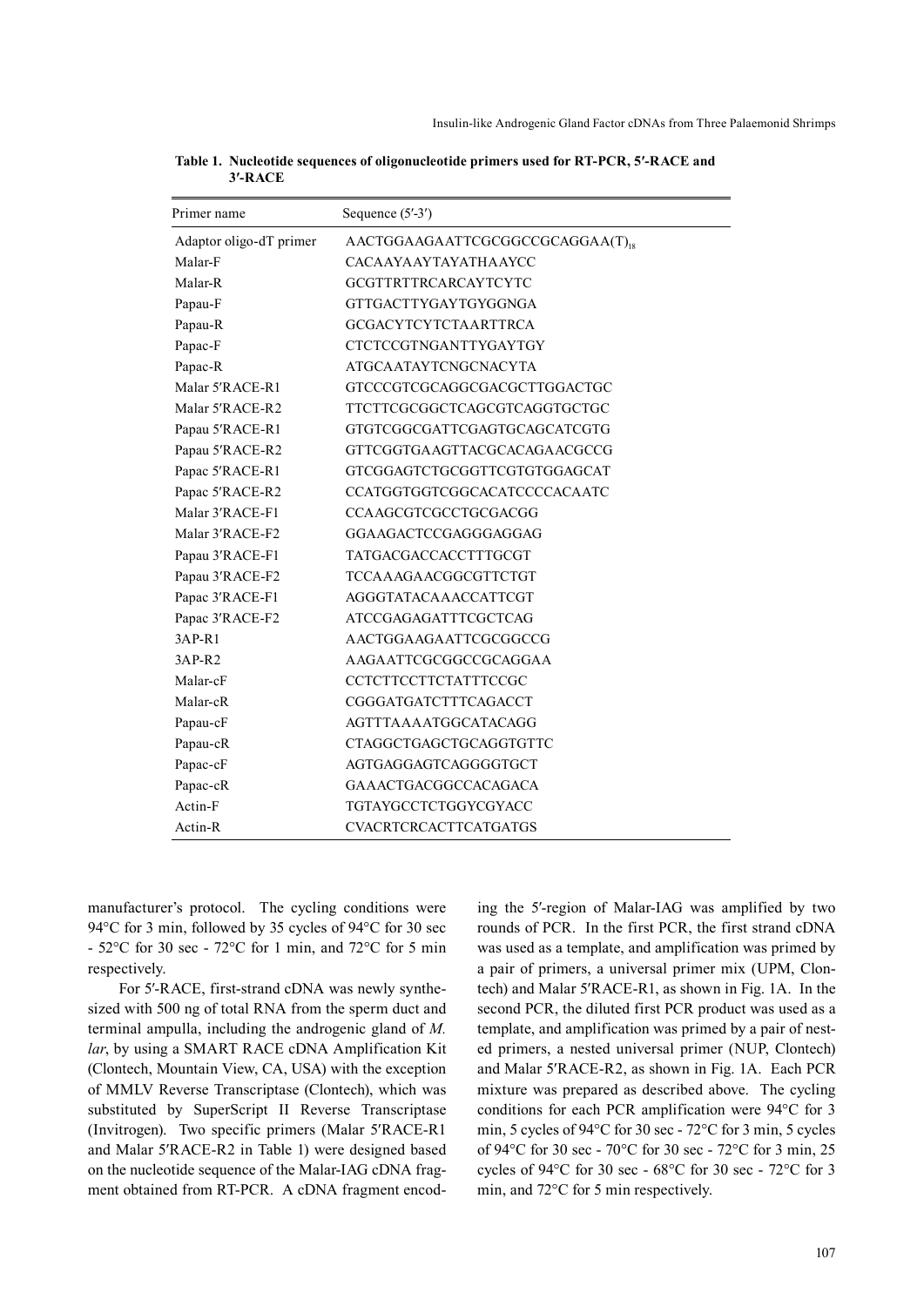**Table 1. Nucleotide sequences of oligonucleotide primers used for RT-PCR, 5′-RACE and 3′-RACE**

| Primer name | Sequence (5′-3′) |
|---|---|
| Adaptor oligo-dT primer | AACTGGAAGAATTCGCGGCCGCAGGAA(T)$_{18}$ |
| Malar-F | CACAAYAAYTAYATHAAYCC |
| Malar-R | GCGTTRTTRCARCAYTCYTC |
| Papau-F | GTTGACTTYGAYTGYGGNGA |
| Papau-R | GCGACYTCYTCTAARTTRCA |
| Papac-F | CTCTCCGTNGANTTYGAYTGY |
| Papac-R | ATGCAATAYTCNGCNACYTA |
| Malar 5′RACE-R1 | GTCCCGTCGCAGGCGACGCTTGGACTGC |
| Malar 5′RACE-R2 | TTCTTCGCGGCTCAGCGTCAGGTGCTGC |
| Papau 5′RACE-R1 | GTGTCGGCGATTCGAGTGCAGCATCGTG |
| Papau 5′RACE-R2 | GTTCGGTGAAGTTACGCACAGAACGCCG |
| Papac 5′RACE-R1 | GTCGGAGTCTGCGGTTCGTGTGGAGCAT |
| Papac 5′RACE-R2 | CCATGGTGGTCGGCACATCCCCACAATC |
| Malar 3′RACE-F1 | CCAAGCGTCGCCTGCGACGG |
| Malar 3′RACE-F2 | GGAAGACTCCGAGGGAGGAG |
| Papau 3′RACE-F1 | TATGACGACCACCTTTGCGT |
| Papau 3′RACE-F2 | TCCAAAGAACGGCGTTCTGT |
| Papac 3′RACE-F1 | AGGGTATACAAACCATTCGT |
| Papac 3′RACE-F2 | ATCCGAGAGATTTCGCTCAG |
| 3AP-R1 | AACTGGAAGAATTCGCGGCCG |
| 3AP-R2 | AAGAATTCGCGGCCGCAGGAA |
| Malar-cF | CCTCTTCCTTCTATTTCCGC |
| Malar-cR | CGGGATGATCTTTCAGACCT |
| Papau-cF | AGTTTAAAATGGCATACAGG |
| Papau-cR | CTAGGCTGAGCTGCAGGTGTTC |
| Papac-cF | AGTGAGGAGTCAGGGGTGCT |
| Papac-cR | GAAACTGACGGCCACAGACA |
| Actin-F | TGTAYGCCTCTGGYCGYACC |
| Actin-R | CVACRTCRCACTTCATGATGS |

manufacturer's protocol. The cycling conditions were 94°C for 3 min, followed by 35 cycles of 94°C for 30 sec - 52°C for 30 sec - 72°C for 1 min, and 72°C for 5 min respectively.

For 5′-RACE, first-strand cDNA was newly synthesized with 500 ng of total RNA from the sperm duct and terminal ampulla, including the androgenic gland of *M. lar*, by using a SMART RACE cDNA Amplification Kit (Clontech, Mountain View, CA, USA) with the exception of MMLV Reverse Transcriptase (Clontech), which was substituted by SuperScript II Reverse Transcriptase (Invitrogen). Two specific primers (Malar 5′RACE-R1 and Malar 5′RACE-R2 in Table 1) were designed based on the nucleotide sequence of the Malar-IAG cDNA fragment obtained from RT-PCR. A cDNA fragment encoding the 5′-region of Malar-IAG was amplified by two rounds of PCR. In the first PCR, the first strand cDNA was used as a template, and amplification was primed by a pair of primers, a universal primer mix (UPM, Clontech) and Malar 5′RACE-R1, as shown in Fig. 1A. In the second PCR, the diluted first PCR product was used as a template, and amplification was primed by a pair of nested primers, a nested universal primer (NUP, Clontech) and Malar 5′RACE-R2, as shown in Fig. 1A. Each PCR mixture was prepared as described above. The cycling conditions for each PCR amplification were 94°C for 3 min, 5 cycles of 94°C for 30 sec - 72°C for 3 min, 5 cycles of 94°C for 30 sec - 70°C for 30 sec - 72°C for 3 min, 25 cycles of 94°C for 30 sec - 68°C for 30 sec - 72°C for 3 min, and 72°C for 5 min respectively.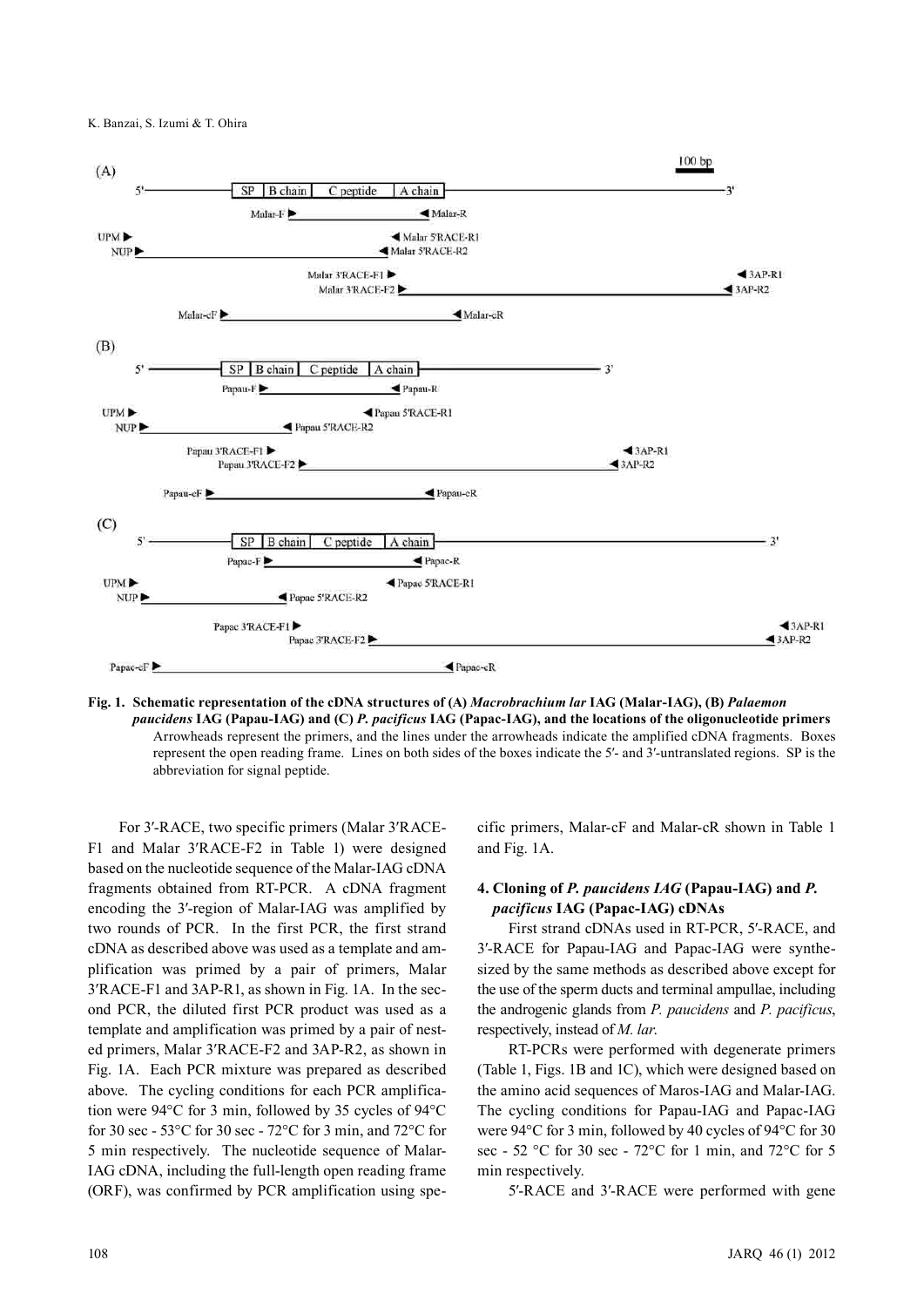(A)

100 bp

5′ SP B chain C peptide A chain 3′

Malar-F Malar-R

UPM Malar 5′RACE-R1

NUP Malar 5′RACE-R2

Malar 3′RACE-F1 3AP-R1

Malar 3′RACE-F2 3AP-R2

Malar-cF Malar-cR

(B)

5′ SP B chain C peptide A chain 3′

Papau-F Papau-R

UPM Papau 5′RACE-R1

NUP Papau 5′RACE-R2

Papau 3′RACE-F1 3AP-R1

Papau 3′RACE-F2 3AP-R2

Papau-cF Papau-cR

(C)

5′ SP B chain C peptide A chain 3′

Papac-F Papac-R

UPM Papac 5′RACE-R1

NUP Papac 5′RACE-R2

Papac 3′RACE-F1 3AP-R1

Papac 3′RACE-F2 3AP-R2

Papac-cF Papac-cR

**Fig. 1. Schematic representation of the cDNA structures of (A) *Macrobrachium lar* IAG (Malar-IAG), (B) *Palaemon paucidens* IAG (Papau-IAG) and (C) *P. pacificus* IAG (Papac-IAG), and the locations of the oligonucleotide primers**
Arrowheads represent the primers, and the lines under the arrowheads indicate the amplified cDNA fragments. Boxes represent the open reading frame. Lines on both sides of the boxes indicate the 5′- and 3′-untranslated regions. SP is the abbreviation for signal peptide.

For 3′-RACE, two specific primers (Malar 3′RACE-F1 and Malar 3′RACE-F2 in Table 1) were designed based on the nucleotide sequence of the Malar-IAG cDNA fragments obtained from RT-PCR. A cDNA fragment encoding the 3′-region of Malar-IAG was amplified by two rounds of PCR. In the first PCR, the first strand cDNA as described above was used as a template and amplification was primed by a pair of primers, Malar 3′RACE-F1 and 3AP-R1, as shown in Fig. 1A. In the second PCR, the diluted first PCR product was used as a template and amplification was primed by a pair of nested primers, Malar 3′RACE-F2 and 3AP-R2, as shown in Fig. 1A. Each PCR mixture was prepared as described above. The cycling conditions for each PCR amplification were 94°C for 3 min, followed by 35 cycles of 94°C for 30 sec - 53°C for 30 sec - 72°C for 3 min, and 72°C for 5 min respectively. The nucleotide sequence of Malar-IAG cDNA, including the full-length open reading frame (ORF), was confirmed by PCR amplification using specific primers, Malar-cF and Malar-cR shown in Table 1 and Fig. 1A.

### 4. Cloning of *P. paucidens IAG* (Papau-IAG) and *P. pacificus* IAG (Papac-IAG) cDNAs

First strand cDNAs used in RT-PCR, 5′-RACE, and 3′-RACE for Papau-IAG and Papac-IAG were synthesized by the same methods as described above except for the use of the sperm ducts and terminal ampullae, including the androgenic glands from *P. paucidens* and *P. pacificus*, respectively, instead of *M. lar*.

RT-PCRs were performed with degenerate primers (Table 1, Figs. 1B and 1C), which were designed based on the amino acid sequences of Maros-IAG and Malar-IAG. The cycling conditions for Papau-IAG and Papac-IAG were 94°C for 3 min, followed by 40 cycles of 94°C for 30 sec - 52 °C for 30 sec - 72°C for 1 min, and 72°C for 5 min respectively.

5′-RACE and 3′-RACE were performed with gene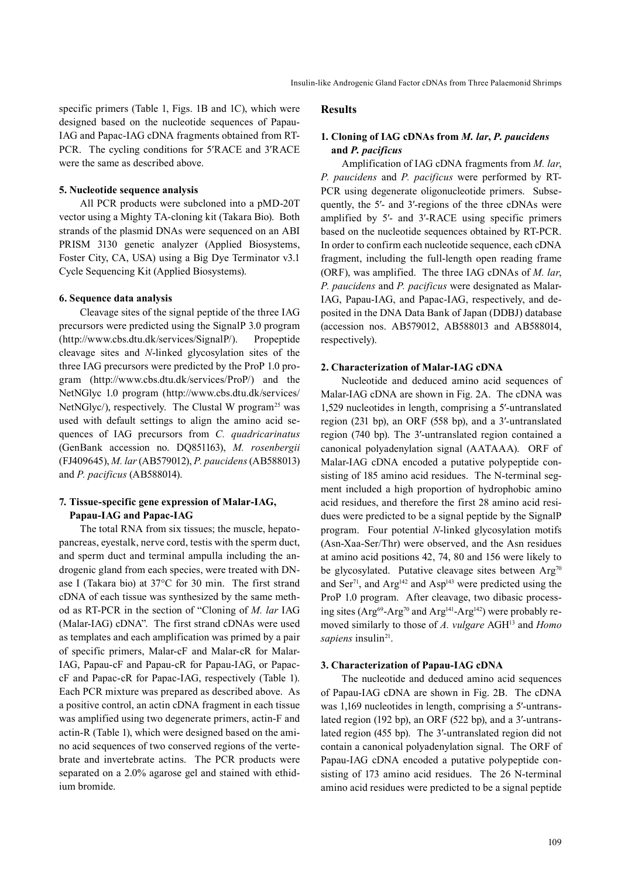specific primers (Table 1, Figs. 1B and 1C), which were designed based on the nucleotide sequences of Papau-IAG and Papac-IAG cDNA fragments obtained from RT-PCR. The cycling conditions for 5′RACE and 3′RACE were the same as described above.

### 5. Nucleotide sequence analysis

All PCR products were subcloned into a pMD-20T vector using a Mighty TA-cloning kit (Takara Bio). Both strands of the plasmid DNAs were sequenced on an ABI PRISM 3130 genetic analyzer (Applied Biosystems, Foster City, CA, USA) using a Big Dye Terminator v3.1 Cycle Sequencing Kit (Applied Biosystems).

### 6. Sequence data analysis

Cleavage sites of the signal peptide of the three IAG precursors were predicted using the SignalP 3.0 program (http://www.cbs.dtu.dk/services/SignalP/). Propeptide cleavage sites and *N*-linked glycosylation sites of the three IAG precursors were predicted by the ProP 1.0 program (http://www.cbs.dtu.dk/services/ProP/) and the NetNGlyc 1.0 program (http://www.cbs.dtu.dk/services/NetNGlyc/), respectively. The Clustal W program[25] was used with default settings to align the amino acid sequences of IAG precursors from *C. quadricarinatus* (GenBank accession no. DQ851163), *M. rosenbergii* (FJ409645), *M. lar* (AB579012), *P. paucidens* (AB588013) and *P. pacificus* (AB588014).

### 7. Tissue-specific gene expression of Malar-IAG, Papau-IAG and Papac-IAG

The total RNA from six tissues; the muscle, hepatopancreas, eyestalk, nerve cord, testis with the sperm duct, and sperm duct and terminal ampulla including the androgenic gland from each species, were treated with DNase I (Takara bio) at 37°C for 30 min. The first strand cDNA of each tissue was synthesized by the same method as RT-PCR in the section of "Cloning of *M. lar* IAG (Malar-IAG) cDNA". The first strand cDNAs were used as templates and each amplification was primed by a pair of specific primers, Malar-cF and Malar-cR for Malar-IAG, Papau-cF and Papau-cR for Papau-IAG, or Papac-cF and Papac-cR for Papac-IAG, respectively (Table 1). Each PCR mixture was prepared as described above. As a positive control, an actin cDNA fragment in each tissue was amplified using two degenerate primers, actin-F and actin-R (Table 1), which were designed based on the amino acid sequences of two conserved regions of the vertebrate and invertebrate actins. The PCR products were separated on a 2.0% agarose gel and stained with ethidium bromide.

## Results

### 1. Cloning of IAG cDNAs from *M. lar*, *P. paucidens* and *P. pacificus*

Amplification of IAG cDNA fragments from *M. lar*, *P. paucidens* and *P. pacificus* were performed by RT-PCR using degenerate oligonucleotide primers. Subsequently, the 5′- and 3′-regions of the three cDNAs were amplified by 5′- and 3′-RACE using specific primers based on the nucleotide sequences obtained by RT-PCR. In order to confirm each nucleotide sequence, each cDNA fragment, including the full-length open reading frame (ORF), was amplified. The three IAG cDNAs of *M. lar*, *P. paucidens* and *P. pacificus* were designated as Malar-IAG, Papau-IAG, and Papac-IAG, respectively, and deposited in the DNA Data Bank of Japan (DDBJ) database (accession nos. AB579012, AB588013 and AB588014, respectively).

### 2. Characterization of Malar-IAG cDNA

Nucleotide and deduced amino acid sequences of Malar-IAG cDNA are shown in Fig. 2A. The cDNA was 1,529 nucleotides in length, comprising a 5′-untranslated region (231 bp), an ORF (558 bp), and a 3′-untranslated region (740 bp). The 3′-untranslated region contained a canonical polyadenylation signal (AATAAA). ORF of Malar-IAG cDNA encoded a putative polypeptide consisting of 185 amino acid residues. The N-terminal segment included a high proportion of hydrophobic amino acid residues, and therefore the first 28 amino acid residues were predicted to be a signal peptide by the SignalP program. Four potential *N*-linked glycosylation motifs (Asn-Xaa-Ser/Thr) were observed, and the Asn residues at amino acid positions 42, 74, 80 and 156 were likely to be glycosylated. Putative cleavage sites between $Arg^{70}$ and $Ser^{71}$, and $Arg^{142}$ and $Asp^{143}$ were predicted using the ProP 1.0 program. After cleavage, two dibasic processing sites ($Arg^{69}$-$Arg^{70}$ and $Arg^{141}$-$Arg^{142}$) were probably removed similarly to those of *A. vulgare* AGH[13] and *Homo sapiens* insulin[21].

### 3. Characterization of Papau-IAG cDNA

The nucleotide and deduced amino acid sequences of Papau-IAG cDNA are shown in Fig. 2B. The cDNA was 1,169 nucleotides in length, comprising a 5′-untranslated region (192 bp), an ORF (522 bp), and a 3′-untranslated region (455 bp). The 3′-untranslated region did not contain a canonical polyadenylation signal. The ORF of Papau-IAG cDNA encoded a putative polypeptide consisting of 173 amino acid residues. The 26 N-terminal amino acid residues were predicted to be a signal peptide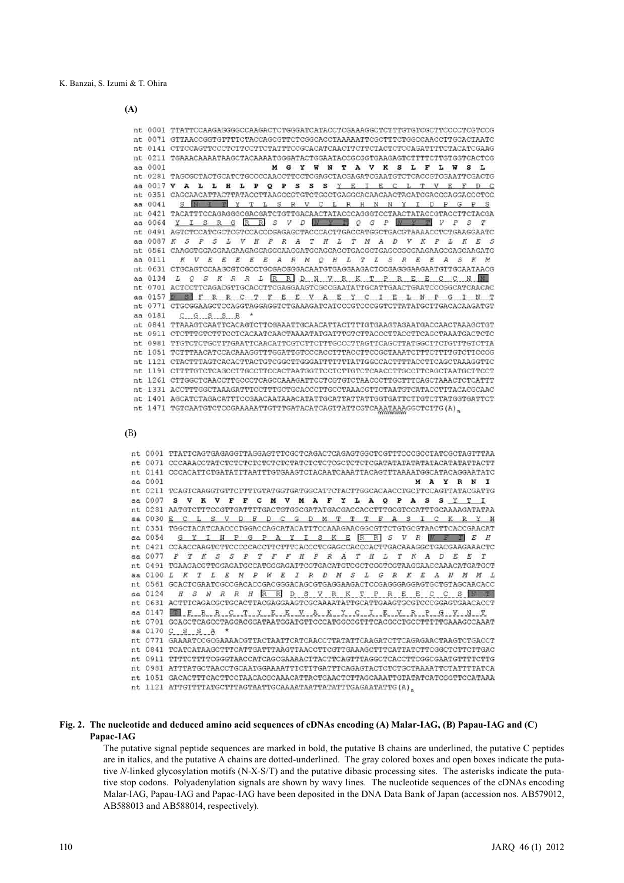**(A)**

```
nt 0001 TTATTCCAAGAGGGGCCAAGACTCTGGGATCATACCTCGAAAGGCTCTTTGTGTCGCTTCCCCTCGTCCG
nt 0071 GTTAACCGGTGTTTTCTACCAGCGTTCTCGGCACCTAAAAATTCGCTTTCTGGCCAACCTTGCACTAATC
nt 0141 CTTCCAGTTCCCTCTTCCTTCTATTTCCGCACATCAACTTCTTCTACTCTCCAGATTTTCTACATCGAAG
nt 0211 TGAAACAAAATAAGCTACAAAATGGGATACTGGAATACCGCGGTGAAGAGTCTTTTCTTGTGGTCACTCG
aa 0001                       M  G  Y  W  N  T  A  V  K  S  L  F  L  W  S  L
nt 0281 TAGCGCTACTGCATCTGCCCCAACCTTCCTCGAGCTACGAGATCGAATGTCTCACCGTCGAATTCGACTG
aa 0017 V  A  L  L  H  L  P  Q  P  S  S  S  Y  E  I  E  C  L  T  V  E  F  D  C
nt 0351 CAGCAACATTACTTATACCTTAAGCCGTGTCTGCCTGAGGCACAACAACTACATCGACCCAGGACCCTCC
aa 0041  S  N  I  T  Y  T  L  S  R  V  C  L  R  H  N  N  Y  I  D  P  G  P  S
nt 0421 TACATTTCCAGAGGGCGACGATCTGTTGACAACTATACCCAGGGTCCTAACTATACCGTACCTTCTACGA
aa 0064  Y  I  S  R  G  R  R  S  V  D  N  Y  T  Q  G  P  N  Y  T  V  P  S  T
nt 0491 AGTCTCCATCGCTCGTCCACCCGAGAGCTACCCACTTGACCATGGCTGACGTAAAACCTCTGAAGGAATC
aa 0087 K  S  P  S  L  V  H  P  R  A  T  H  L  T  M  A  D  V  K  P  L  K  E  S
nt 0561 CAAGGTGGAGGAAGAAGAGGAGGCAAGGATGCAGCACCTGACGCTGAGCCGCGAAGAAGCGAGCAAGATG
aa 0111   K  V  E  E  E  E  E  A  R  M  Q  H  L  T  L  S  R  E  E  A  S  K  M
nt 0631 CTGCAGTCCAAGCGTCGCCTGCGACGGGACAATGTGAGGAAGACTCCGAGGGAAGAATGTTGCAATAACG
aa 0134 L  Q  S  K  R  R  L  R  R  D  N  V  R  K  T  P  R  E  E  C  C  N  N
nt 0701 ACTCCTTCAGACGTTGCACCTTCGAGGAAGTCGCCGAATATTGCATTGAACTGAATCCCGGCATCAACAC
aa 0157 D  S  F  R  R  C  T  F  E  E  V  A  E  Y  C  I  E  L  N  P  G  I  N  T
nt 0771 CTGCGGAAGCTCCAGGTAGGAGGTCTGAAAGATCATCCCGTCCCGGTCTTATATGCTTGACACAAGATGT
aa 0181   C  G  S  S  R  *
nt 0841 TTAAAGTCAATTCACAGTCTTCGAAATTGCAACATTACTTTTGTGAAGTAGAATGACCAACTAAAGCTGT
nt 0911 CTCTTTGTCTTTCCTCACAATCAACTAAAATATGATTTGTCTTACCCTTACCTTCAGCTAAATGACTCTC
nt 0981 TTGTCTCTGCTTTGAATTCAACATTCGTCTTCTTTGCCCTTAGTTCAGCTTATGGCTTCTGTTTGTCTTA
nt 1051 TCTTTAACATCCACAAAGGTTTGGATGTCCCACCTTTACCTTCCGCTAAATCTTTCTTTTGTCTTCCCG
nt 1121 CTACTTTAGTCACACTTACTGTCGGCTTGGGATTTTTTTATTGGCCACTTTTACCTTCAGCTAAAGGTTC
nt 1191 CTTTTGTCTCAGCCTTGCCTTCCACTAATGGTTCCTCTTGTCTCAACCTTGCCTTCAGCTAATGCTTCCT
nt 1261 CTTGGCTCAACCTTGCCCTCAGCCAAAGATTCCTCGTGTCTAACCCTTGCTTTCAGCTAAACTCTCATTT
nt 1331 ACCTTTGGCTAAAGATTTCCTTTGCTGCACCCTTGCCTAAACGTTCTAATGTCATACCTTTACACGCAAC
nt 1401 AGCATCTAGACATTTCCGAACAATAAACATATTGCATTATTATTGGTGATTCTTGTCTTATGGTGATTCT
nt 1471 TGTCAATGTCTCCGAAAAATTGTTTGATACATCAGTTATTCGTCAAATAAAGGCTCTTG(A)n
```

**(B)**

```
nt 0001 TTATTCAGTGAGAGGTTAGGAGTTTCGCTCAGACTCAGAGTGGCTCGTTTCCCGCCTATCGCTAGTTTAA
nt 0071 CCCAAACCTATCTCTCTCTCTCTCTCTATCTCTCTCGCTCTCTCGATATATATATATACATATATATTACTT
nt 0141 CCCACATTCTGATATTTAATTTGTGAAGTCTACAATCAAATTACAGTTTAAAATGGCATACAGGAATATC
aa 0001                                                        M  A  Y  R  N  I
nt 0211 TCAGTCAAGGTGTTCTTTTGTATGGTGATGGCATTCTACTTGGCACAACCTGCTTCCAGTTATACGATTG
aa 0007 S  V  K  V  F  F  C  M  V  M  A  F  Y  L  A  Q  P  A  S  S  Y  T  I
nt 0281 AATGTCTTTCCGTTGATTTTGACTGTGGCGATATGACGACCACCTTTGCGTCCATTTGCAAAAGATATAA
aa 0030 E  C  L  S  V  D  F  D  C  G  D  M  T  T  T  F  A  S  I  C  K  R  Y  N
nt 0351 TGGCTACATCAACCCTGGACCAGCATACATTTCCAAAGAACGGCGTTCTGTGCGTAACTTCACCGAACAT
aa 0054  G  Y  I  N  P  G  P  A  Y  I  S  K  E  R  R  S  V  R  N  F  T  E  H
nt 0421 CCAACCAAGTCTTCCCCCACCTTCTTTCACCCTCGAGCCACCCACTTGACAAAGGCTGACGAAGAAACTC
aa 0077  P  T  K  S  S  P  T  F  F  H  P  R  A  T  H  L  T  K  A  D  E  E  T
nt 0491 TGAAGACGTTGGAGATGCCATGGGAGATTCGTGACATGTCGCTCGGTCGTAAGGAAGCAAACATGATGCT
aa 0100 L  K  T  L  E  M  P  W  E  I  R  D  M  S  L  G  R  K  E  A  N  M  M  L
nt 0561 GCACTCGAATCGCCGACACCGACGGGACAGCGTGAGGAAGACTCCGAGGGAGGAGTGCTGTAGCAACACC
aa 0124  H  S  N  R  R  H  R  R  D  S  V  R  K  T  P  R  E  E  C  C  S  N  T
nt 0631 ACTTTCAGACGCTGCACTTACGAGGAAGTCGCAAAATATTGCATTGAAGTGCGTCCCGGAGTGAACACCT
aa 0147 T  F  R  R  C  T  Y  E  E  V  A  K  Y  C  I  E  V  R  P  G  V  N  T
nt 0701 GCAGCTCAGCCTAGGACGGATAATGGATGTTCCCATGGCCGTTTCACGCCTGCCTTTTTGAAAGCCAAAT
aa 0170 C  S  S  A  *
nt 0771 GAAAATCCGCGAAAACGTTACTAATTCATCAACCTTATATTCAAGATCTTCAGAGAACTAAGTCTGACCT
nt 0841 TCATCATAAGCTTTCATTGATTTAAGTTAACCTTCGTTGAAAGCTTTCATTATCTTCGGCTCTTCTTGAC
nt 0911 TTTTCTTTTCGGGTAACCATCAGCGAAAACTTACTTCAGTTTAGGCTCACCTTCGGCGAATGTTTTCTTG
nt 0981 ATTTATGCTAACCTGCAATGGAAAATTTCTTTGATTTCAGAGTACTCTCTGCTAAAATTCTATTTATCA
nt 1051 GACACTTTCACTTCCTAACACGCAAACATTACTGAACTCTTAGCAAATTGTATATCATCGGTTCCATAAA
nt 1121 ATTGTTTTATGCTTTAGTAATTGCAAAATAATTATATTTGAGAATATTG(A)n
```

**Fig. 2. The nucleotide and deduced amino acid sequences of cDNAs encoding (A) Malar-IAG, (B) Papau-IAG and (C) Papac-IAG**

The putative signal peptide sequences are marked in bold, the putative B chains are underlined, the putative C peptides are in italics, and the putative A chains are dotted-underlined. The gray colored boxes and open boxes indicate the putative *N*-linked glycosylation motifs (N-X-S/T) and the putative dibasic processing sites. The asterisks indicate the putative stop codons. Polyadenylation signals are shown by wavy lines. The nucleotide sequences of the cDNAs encoding Malar-IAG, Papau-IAG and Papac-IAG have been deposited in the DNA Data Bank of Japan (accession nos. AB579012, AB588013 and AB588014, respectively).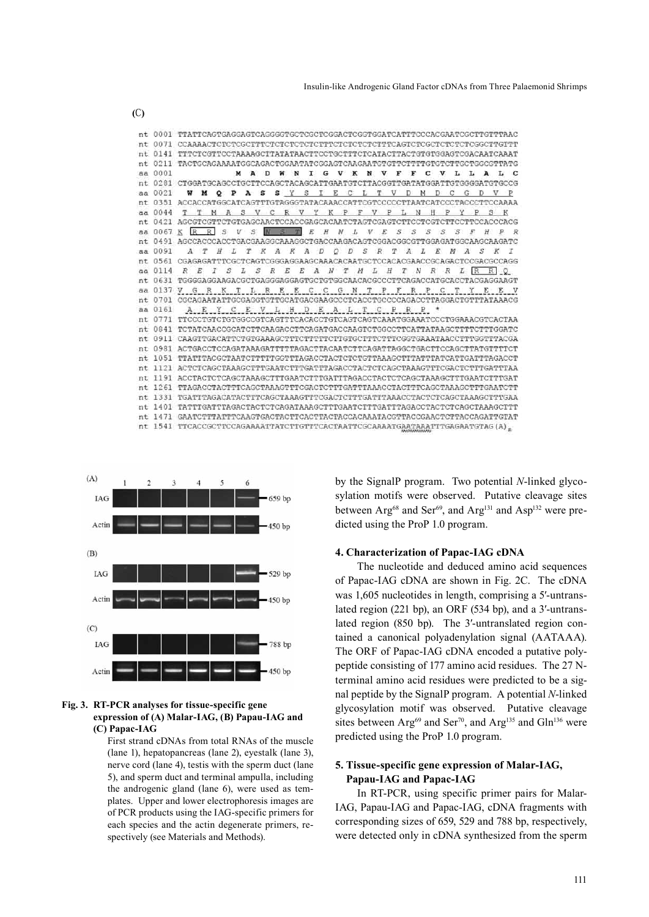(C)

```
nt 0001 TTATTCAGTGAGGAGTCAGGGGTGCTCGCTCGGACTCGGTGGATCATTTCCCACGAATCGCTTGTTTAAC
nt 0071 CCAAAACTCTCTCGCTTTCTCTCTCTCTCTTTCTCTCTCTCTTTCAGTCTCGCTCTCTCTCGGCTTGTTT
nt 0141 TTTCTCGTTCCTAAAAGCTTATATAACTTCCTGCTTTCTCATACTTACTGTGTGGAGTCGACAATCAAAT
nt 0211 TACTGCAGAAAATGGCAGACTGGAATATCGGAGTCAAGAATGTGTTCTTTTGTGTCTTGCTGGCGTTATG
aa 0001              M  A  D  W  N  I  G  V  K  N  V  F  F  C  V  L  L  A  L  C
nt 0281 CTGGATGCAGCCTGCTTCCAGCTACAGCATTGAATGTCTTACGGTTGATATGGATTGTGGGGATGTGCCG
aa 0021   W  M  Q  P  A  S  S  Y  S  I  E  C  L  T  V  D  M  D  C  G  D  V  P
nt 0351 ACCACCATGGCATCAGTTTGTAGGGTATACAAACCATTCGTCCCCCTTAATCATCCCTACCCTTCCAAAA
aa 0044  T  T  M  A  S  V  C  R  V  Y  K  P  F  V  P  L  N  H  P  Y  P  S  K
nt 0421 AGCGTCGTTCTGTGAGCAACTCCACCGAGCACAATCTAGTCGAGTCTTCCTCGTCTTCCTTCCACCCACG
aa 0067 K  R  R  S  V  S  N  S  T  E  H  N  L  V  E  S  S  S  S  S  F  H  P  R
nt 0491 AGCCACCCACCTGACGAAGGCAAAGGCTGACCAAGACAGTCGGACGGCGTTGGAGATGGCAAGCAAGATC
aa 0091   A  T  H  L  T  K  A  K  A  D  Q  D  S  R  T  A  L  E  M  A  S  K  I
nt 0561 CGAGAGATTTCGCTCAGTCGGGAGGAAGCAAACACAATGCTCCACACGAACCGCAGACTCCGACGCCAGG
aa 0114  R  E  I  S  L  S  R  E  E  A  N  T  M  L  H  T  N  R  R  L  R  E  Q
nt 0631 TGGGGAGGAAGACGCTGAGGGAGGAGTGCTGTGGCAACACGCCCTTCAGACCATGCACCTACGAGGAAGT
aa 0137 V  G  R  K  T  L  R  E  E  C  C  G  N  T  P  F  R  P  C  T  Y  E  E  V
nt 0701 CGCAGAATATTGCGAGGTGTTGCATGACGAAGCCCTCACCTGCCCCAGACCTTAGGACTGTTTATAAACG
aa 0161   A  E  Y  C  E  V  L  H  D  E  A  L  T  C  P  R  P  *
nt 0771 TTCCCTGTCTGTGGCCGTCAGTTTCACACCTGTCAGTCAGTCAAATGGAAATCCCTGGAAACGTCACTAA
nt 0841 TCTATCAACCGCATCTTCAAGACCTTCAGATGACCAAGTCTGGCCTTCATTATAAGCTTTTCTTTGGATC
nt 0911 CAAGTTGACATTCTGTGAAAGCTTTCTTTTTCTTGTGCTTTCTTTCGGTGAAATAACCTTTGGTTTACGA
nt 0981 ACTGACCTCCAGATAAAGATTTTTAGACTTACAATCTTCAGATTAGGCTGACTTCCAGCTTATGTTTTCT
nt 1051 TTATTTACGCTAATCTTTTTGGTTTAGACCTACTCTCTGTTAAAGCTTTATTTATCATTGATTTAGACCT
nt 1121 ACTCTCAGCTAAAGCTTTGAATCTTTGATTTAGACCTACTCTCAGCTAAAGTTTCGACTCTTTGATTTAA
nt 1191 ACCTACTCTCAGCTAAAGCTTTGAATCTTTGATTTAGACCTACTCTCAGCTAAAGCTTTGAATCTTTGAT
nt 1261 TTAGACCTACTTTCAGCTAAAGTTTCGACTCTTTGATTTAAACCTACTTTCAGCTAAAGCTTTGAATCTT
nt 1331 TGATTTAGACATACTTTCAGCTAAAGTTTCGACTCTTTGATTTAAACCTACTCTCAGCTAAAGCTTTGAA
nt 1401 TATTTGATTTAGACTACTCTCAGATAAAGCTTTGAATCTTTGATTTAGACCTACTCTCAGCTAAAGCTTT
nt 1471 GAATCTTTATTTCAAGTGACTACTTCACTTACTACCACAAATACGTTACCGAACTCTTACCAGATTGTAT
nt 1541 TTCACCGCTTCCAGAAAATTATCTTGTTTCACTAATTCGCAAAATGAATAAATTTGAGAATGTAG(A)n
```

(A) 1 2 3 4 5 6

IAG — 659 bp

Actin — 450 bp

(B)

IAG — 529 bp

Actin — 450 bp

(C)

IAG — 788 bp

Actin — 450 bp

**Fig. 3. RT-PCR analyses for tissue-specific gene expression of (A) Malar-IAG, (B) Papau-IAG and (C) Papac-IAG**

First strand cDNAs from total RNAs of the muscle (lane 1), hepatopancreas (lane 2), eyestalk (lane 3), nerve cord (lane 4), testis with the sperm duct (lane 5), and sperm duct and terminal ampulla, including the androgenic gland (lane 6), were used as templates. Upper and lower electrophoresis images are of PCR products using the IAG-specific primers for each species and the actin degenerate primers, respectively (see Materials and Methods).

by the SignalP program. Two potential *N*-linked glycosylation motifs were observed. Putative cleavage sites between Arg[68] and Ser[69], and Arg[131] and Asp[132] were predicted using the ProP 1.0 program.

### 4. Characterization of Papac-IAG cDNA

The nucleotide and deduced amino acid sequences of Papac-IAG cDNA are shown in Fig. 2C. The cDNA was 1,605 nucleotides in length, comprising a 5′-untranslated region (221 bp), an ORF (534 bp), and a 3′-untranslated region (850 bp). The 3′-untranslated region contained a canonical polyadenylation signal (AATAAA). The ORF of Papac-IAG cDNA encoded a putative polypeptide consisting of 177 amino acid residues. The 27 N-terminal amino acid residues were predicted to be a signal peptide by the SignalP program. A potential *N*-linked glycosylation motif was observed. Putative cleavage sites between Arg[69] and Ser[70], and Arg[135] and Gln[136] were predicted using the ProP 1.0 program.

### 5. Tissue-specific gene expression of Malar-IAG, Papau-IAG and Papac-IAG

In RT-PCR, using specific primer pairs for Malar-IAG, Papau-IAG and Papac-IAG, cDNA fragments with corresponding sizes of 659, 529 and 788 bp, respectively, were detected only in cDNA synthesized from the sperm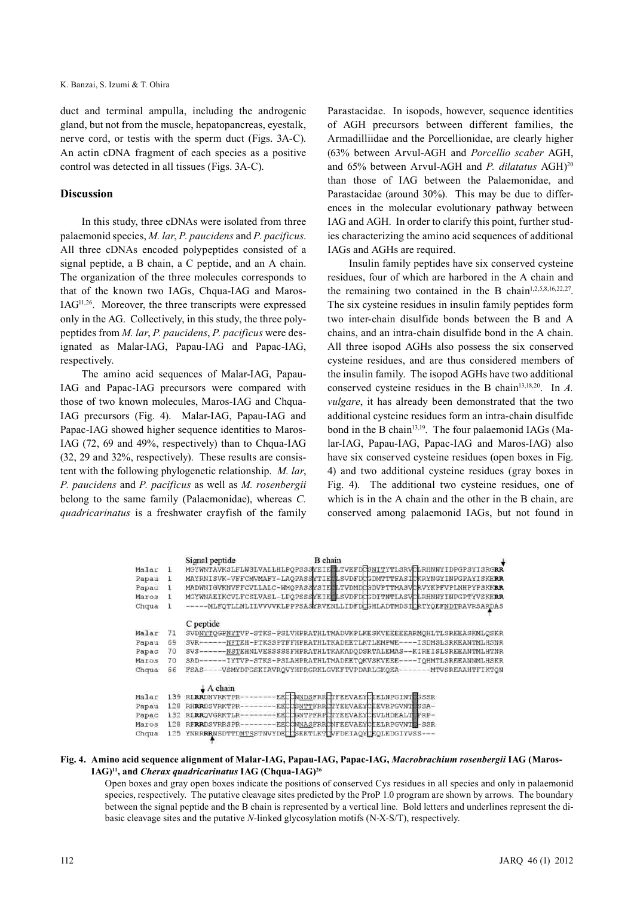duct and terminal ampulla, including the androgenic gland, but not from the muscle, hepatopancreas, eyestalk, nerve cord, or testis with the sperm duct (Figs. 3A-C). An actin cDNA fragment of each species as a positive control was detected in all tissues (Figs. 3A-C).

## Discussion

In this study, three cDNAs were isolated from three palaemonid species, *M. lar*, *P. paucidens* and *P. pacificus*. All three cDNAs encoded polypeptides consisted of a signal peptide, a B chain, a C peptide, and an A chain. The organization of the three molecules corresponds to that of the known two IAGs, Chqua-IAG and Maros-IAG[11,26]. Moreover, the three transcripts were expressed only in the AG. Collectively, in this study, the three polypeptides from *M. lar*, *P. paucidens*, *P. pacificus* were designated as Malar-IAG, Papau-IAG and Papac-IAG, respectively.

The amino acid sequences of Malar-IAG, Papau-IAG and Papac-IAG precursors were compared with those of two known molecules, Maros-IAG and Chqua-IAG precursors (Fig. 4). Malar-IAG, Papau-IAG and Papac-IAG showed higher sequence identities to Maros-IAG (72, 69 and 49%, respectively) than to Chqua-IAG (32, 29 and 32%, respectively). These results are consistent with the following phylogenetic relationship. *M. lar*, *P. paucidens* and *P. pacificus* as well as *M. rosenbergii* belong to the same family (Palaemonidae), whereas *C. quadricarinatus* is a freshwater crayfish of the family Parastacidae. In isopods, however, sequence identities of AGH precursors between different families, the Armadilliidae and the Porcellionidae, are clearly higher (63% between Arvul-AGH and *Porcellio scaber* AGH, and 65% between Arvul-AGH and *P. dilatatus* AGH)[20] than those of IAG between the Palaemonidae, and Parastacidae (around 30%). This may be due to differences in the molecular evolutionary pathway between IAG and AGH. In order to clarify this point, further studies characterizing the amino acid sequences of additional IAGs and AGHs are required.

Insulin family peptides have six conserved cysteine residues, four of which are harbored in the A chain and the remaining two contained in the B chain[1,2,5,8,16,22,27]. The six cysteine residues in insulin family peptides form two inter-chain disulfide bonds between the B and A chains, and an intra-chain disulfide bond in the A chain. All three isopod AGHs also possess the six conserved cysteine residues, and are thus considered members of the insulin family. The isopod AGHs have two additional conserved cysteine residues in the B chain[13,18,20]. In *A. vulgare*, it has already been demonstrated that the two additional cysteine residues form an intra-chain disulfide bond in the B chain[13,19]. The four palaemonid IAGs (Malar-IAG, Papau-IAG, Papac-IAG and Maros-IAG) also have six conserved cysteine residues (open boxes in Fig. 4) and two additional cysteine residues (gray boxes in Fig. 4). The additional two cysteine residues, one of which is in the A chain and the other in the B chain, are conserved among palaemonid IAGs, but not found in

```
          Signal peptide                B chain
Malar   1 MGYWNTAVKSLFLWSLVALLHLPQPSSSYEIDCLTVEFDCSNITYTLSRVCLRHNNYIDPGPSYISRGRR
Papau   1 MAYRNISVK-VFFCMVMAFY-LAQPASSYTIECLSVDFDCGDMTTTFASICKRYNGYINPGPAYISKERR
Papac   1 MADWNIGVKNVFFCVLLALC-WMQPASSYSIECLTVDMDCGDVPTTMASVCRVYKPFVPLNHPYPSKKRR
Maros   1 MGYWNAEIKCVLFCSLVASL-LPQPSSSYEIECLSVDFDCGDITNTLASVCLRHNNYINPGPTYVSKERR
Chqua   1 -----MLFQTLLNLILVVVVKLPPPSASYRVENLLIDFDCGHLADTMDSICRTYQEFNDTRAVRSARDAS

          C peptide
Malar  71 SVDNYTQGPNYTVP-STKS-PSLVHPRATHLTMADVKPLKESKVEEEEEARMQHLTLSREEASKMLQSKR
Papau  69 SVR------NFTEH-PTKSSPTFFHPRATHLTKADEETLKTLEMPWE----ISDMSLSRKEANTMLHSNR
Papac  70 SVS------NSTEHNLVESSSSSFHPRATHLTKAKADQDSRTALEMAS--KIREISLSREEANTMLHTNR
Maros  70 SAD------IYTVP-STKS-PSLAHPRATHLTMADEETQKVSKVEEE----IQHMTLSREEANNMLHSKR
Chqua  66 FSAS----VSMYDPGSKIAVRQVYHPRGRKLGVKFTVPDARLGKQEA-------MTVSREAAHTFIKTQN

          A chain
Malar 139 RLRRDNVRKTPR--------EECCNNDSFRRCTFEEVAEYCIELNPGINTCSSR
Papau 128 RHRRDSVRKTPR--------EECCSNTTFRRCTYEEVAEYCIEVRPGVNTCSSA-
Papac 132 RLRRQVGRKTLR--------EECCGNTPFRPCTYEEVAEYCEVLHDEALTCPRP-
Maros 128 RFRRDSVRRSPR--------EECCNNASFRRCNFEEVAEYCIELRPGVNTC-SSR
Chqua 125 YNRRRRNSDTTDNTSSTNVYDECCSEKTLKTCVFDEIAQYCEQLEDGIYVSS---
```

**Fig. 4. Amino acid sequence alignment of Malar-IAG, Papau-IAG, Papac-IAG, *Macrobrachium rosenbergii* IAG (Maros-IAG)[11], and *Cherax quadricarinatus* IAG (Chqua-IAG)[26]**

Open boxes and gray open boxes indicate the positions of conserved Cys residues in all species and only in palaemonid species, respectively. The putative cleavage sites predicted by the ProP 1.0 program are shown by arrows. The boundary between the signal peptide and the B chain is represented by a vertical line. Bold letters and underlines represent the dibasic cleavage sites and the putative *N*-linked glycosylation motifs (N-X-S/T), respectively.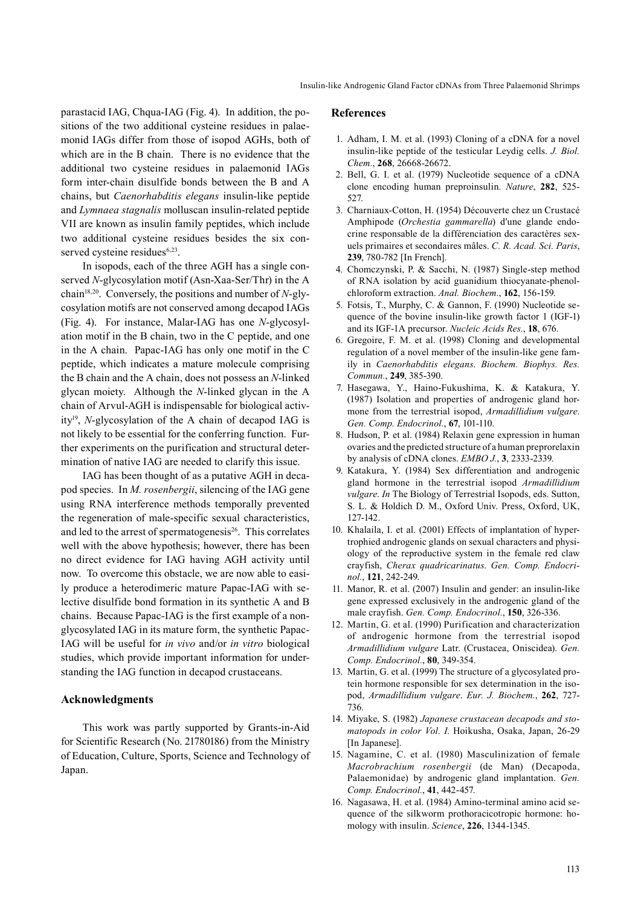parastacid IAG, Chqua-IAG (Fig. 4). In addition, the positions of the two additional cysteine residues in palaemonid IAGs differ from those of isopod AGHs, both of which are in the B chain. There is no evidence that the additional two cysteine residues in palaemonid IAGs form inter-chain disulfide bonds between the B and A chains, but *Caenorhabditis elegans* insulin-like peptide and *Lymnaea stagnalis* molluscan insulin-related peptide VII are known as insulin family peptides, which include two additional cysteine residues besides the six conserved cysteine residues[6,23].

In isopods, each of the three AGH has a single conserved *N*-glycosylation motif (Asn-Xaa-Ser/Thr) in the A chain[18,20]. Conversely, the positions and number of *N*-glycosylation motifs are not conserved among decapod IAGs (Fig. 4). For instance, Malar-IAG has one *N*-glycosylation motif in the B chain, two in the C peptide, and one in the A chain. Papac-IAG has only one motif in the C peptide, which indicates a mature molecule comprising the B chain and the A chain, does not possess an *N*-linked glycan moiety. Although the *N*-linked glycan in the A chain of Arvul-AGH is indispensable for biological activity[19], *N*-glycosylation of the A chain of decapod IAG is not likely to be essential for the conferring function. Further experiments on the purification and structural determination of native IAG are needed to clarify this issue.

IAG has been thought of as a putative AGH in decapod species. In *M. rosenbergii*, silencing of the IAG gene using RNA interference methods temporally prevented the regeneration of male-specific sexual characteristics, and led to the arrest of spermatogenesis[26]. This correlates well with the above hypothesis; however, there has been no direct evidence for IAG having AGH activity until now. To overcome this obstacle, we are now able to easily produce a heterodimeric mature Papac-IAG with selective disulfide bond formation in its synthetic A and B chains. Because Papac-IAG is the first example of a non-glycosylated IAG in its mature form, the synthetic Papac-IAG will be useful for *in vivo* and/or *in vitro* biological studies, which provide important information for understanding the IAG function in decapod crustaceans.

## Acknowledgments

This work was partly supported by Grants-in-Aid for Scientific Research (No. 21780186) from the Ministry of Education, Culture, Sports, Science and Technology of Japan.

## References

1. Adham, I. M. et al. (1993) Cloning of a cDNA for a novel insulin-like peptide of the testicular Leydig cells. *J. Biol. Chem.*, **268**, 26668-26672.
2. Bell, G. I. et al. (1979) Nucleotide sequence of a cDNA clone encoding human preproinsulin. *Nature*, **282**, 525-527.
3. Charniaux-Cotton, H. (1954) Découverte chez un Crustacé Amphipode (*Orchestia gammarella*) d'une glande endocrine responsable de la différenciation des caractères sexuels primaires et secondaires mâles. *C. R. Acad. Sci. Paris*, **239**, 780-782 [In French].
4. Chomczynski, P. & Sacchi, N. (1987) Single-step method of RNA isolation by acid guanidium thiocyanate-phenol-chloroform extraction. *Anal. Biochem.*, **162**, 156-159.
5. Fotsis, T., Murphy, C. & Gannon, F. (1990) Nucleotide sequence of the bovine insulin-like growth factor 1 (IGF-1) and its IGF-1A precursor. *Nucleic Acids Res.*, **18**, 676.
6. Gregoire, F. M. et al. (1998) Cloning and developmental regulation of a novel member of the insulin-like gene family in *Caenorhabditis elegans*. *Biochem. Biophys. Res. Commun.*, **249**, 385-390.
7. Hasegawa, Y., Haino-Fukushima, K. & Katakura, Y. (1987) Isolation and properties of androgenic gland hormone from the terrestrial isopod, *Armadillidium vulgare*. *Gen. Comp. Endocrinol.*, **67**, 101-110.
8. Hudson, P. et al. (1984) Relaxin gene expression in human ovaries and the predicted structure of a human preprorelaxin by analysis of cDNA clones. *EMBO J.*, **3**, 2333-2339.
9. Katakura, Y. (1984) Sex differentiation and androgenic gland hormone in the terrestrial isopod *Armadillidium vulgare*. *In* The Biology of Terrestrial Isopods, eds. Sutton, S. L. & Holdich D. M., Oxford Univ. Press, Oxford, UK, 127-142.
10. Khalaila, I. et al. (2001) Effects of implantation of hypertrophied androgenic glands on sexual characters and physiology of the reproductive system in the female red claw crayfish, *Cherax quadricarinatus*. *Gen. Comp. Endocrinol.*, **121**, 242-249.
11. Manor, R. et al. (2007) Insulin and gender: an insulin-like gene expressed exclusively in the androgenic gland of the male crayfish. *Gen. Comp. Endocrinol.*, **150**, 326-336.
12. Martin, G. et al. (1990) Purification and characterization of androgenic hormone from the terrestrial isopod *Armadillidium vulgare* Latr. (Crustacea, Oniscidea). *Gen. Comp. Endocrinol.*, **80**, 349-354.
13. Martin, G. et al. (1999) The structure of a glycosylated protein hormone responsible for sex determination in the isopod, *Armadillidium vulgare*. *Eur. J. Biochem.*, **262**, 727-736.
14. Miyake, S. (1982) *Japanese crustacean decapods and stomatopods in color Vol. I*. Hoikusha, Osaka, Japan, 26-29 [In Japanese].
15. Nagamine, C. et al. (1980) Masculinization of female *Macrobrachium rosenbergii* (de Man) (Decapoda, Palaemonidae) by androgenic gland implantation. *Gen. Comp. Endocrinol.*, **41**, 442-457.
16. Nagasawa, H. et al. (1984) Amino-terminal amino acid sequence of the silkworm prothoracicotropic hormone: homology with insulin. *Science*, **226**, 1344-1345.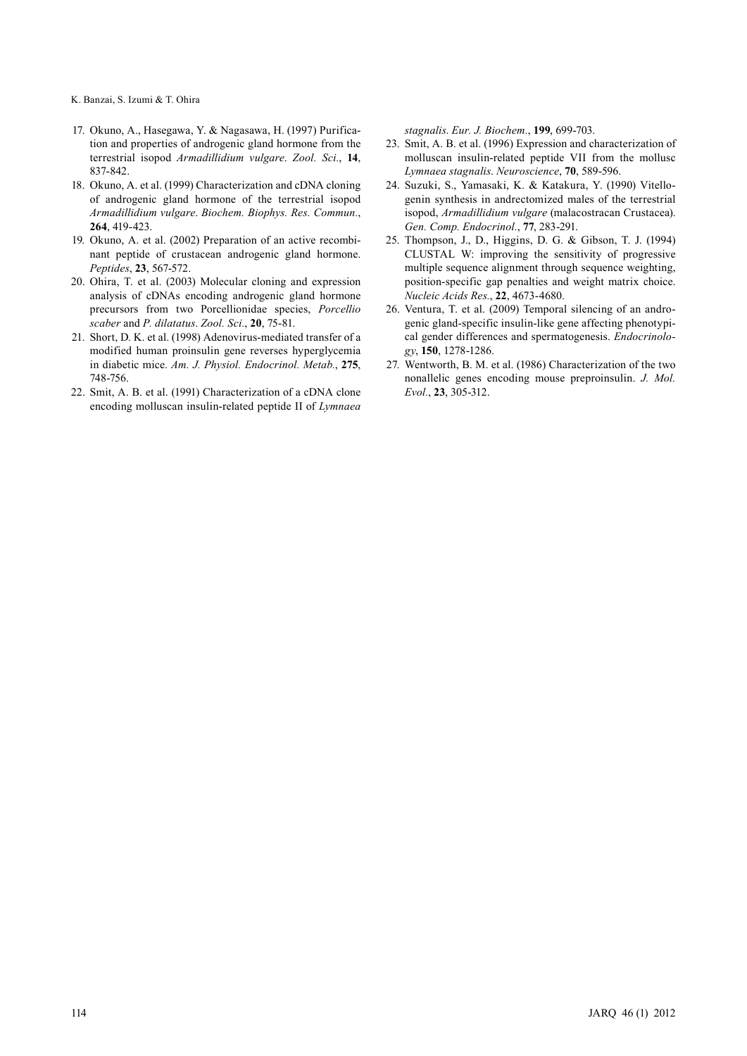17. Okuno, A., Hasegawa, Y. & Nagasawa, H. (1997) Purification and properties of androgenic gland hormone from the terrestrial isopod *Armadillidium vulgare*. *Zool. Sci*., **14**, 837-842.
18. Okuno, A. et al. (1999) Characterization and cDNA cloning of androgenic gland hormone of the terrestrial isopod *Armadillidium vulgare*. *Biochem. Biophys. Res. Commun*., **264**, 419-423.
19. Okuno, A. et al. (2002) Preparation of an active recombinant peptide of crustacean androgenic gland hormone. *Peptides*, **23**, 567-572.
20. Ohira, T. et al. (2003) Molecular cloning and expression analysis of cDNAs encoding androgenic gland hormone precursors from two Porcellionidae species, *Porcellio scaber* and *P. dilatatus*. *Zool. Sci*., **20**, 75-81.
21. Short, D. K. et al. (1998) Adenovirus-mediated transfer of a modified human proinsulin gene reverses hyperglycemia in diabetic mice. *Am. J. Physiol. Endocrinol. Metab*., **275**, 748-756.
22. Smit, A. B. et al. (1991) Characterization of a cDNA clone encoding molluscan insulin-related peptide II of *Lymnaea stagnalis*. *Eur. J. Biochem*., **199**, 699-703.
23. Smit, A. B. et al. (1996) Expression and characterization of molluscan insulin-related peptide VII from the mollusc *Lymnaea stagnalis*. *Neuroscience*, **70**, 589-596.
24. Suzuki, S., Yamasaki, K. & Katakura, Y. (1990) Vitellogenin synthesis in andrectomized males of the terrestrial isopod, *Armadillidium vulgare* (malacostracan Crustacea). *Gen. Comp. Endocrinol*., **77**, 283-291.
25. Thompson, J., D., Higgins, D. G. & Gibson, T. J. (1994) CLUSTAL W: improving the sensitivity of progressive multiple sequence alignment through sequence weighting, position-specific gap penalties and weight matrix choice. *Nucleic Acids Res*., **22**, 4673-4680.
26. Ventura, T. et al. (2009) Temporal silencing of an androgenic gland-specific insulin-like gene affecting phenotypical gender differences and spermatogenesis. *Endocrinology*, **150**, 1278-1286.
27. Wentworth, B. M. et al. (1986) Characterization of the two nonallelic genes encoding mouse preproinsulin. *J. Mol. Evol*., **23**, 305-312.